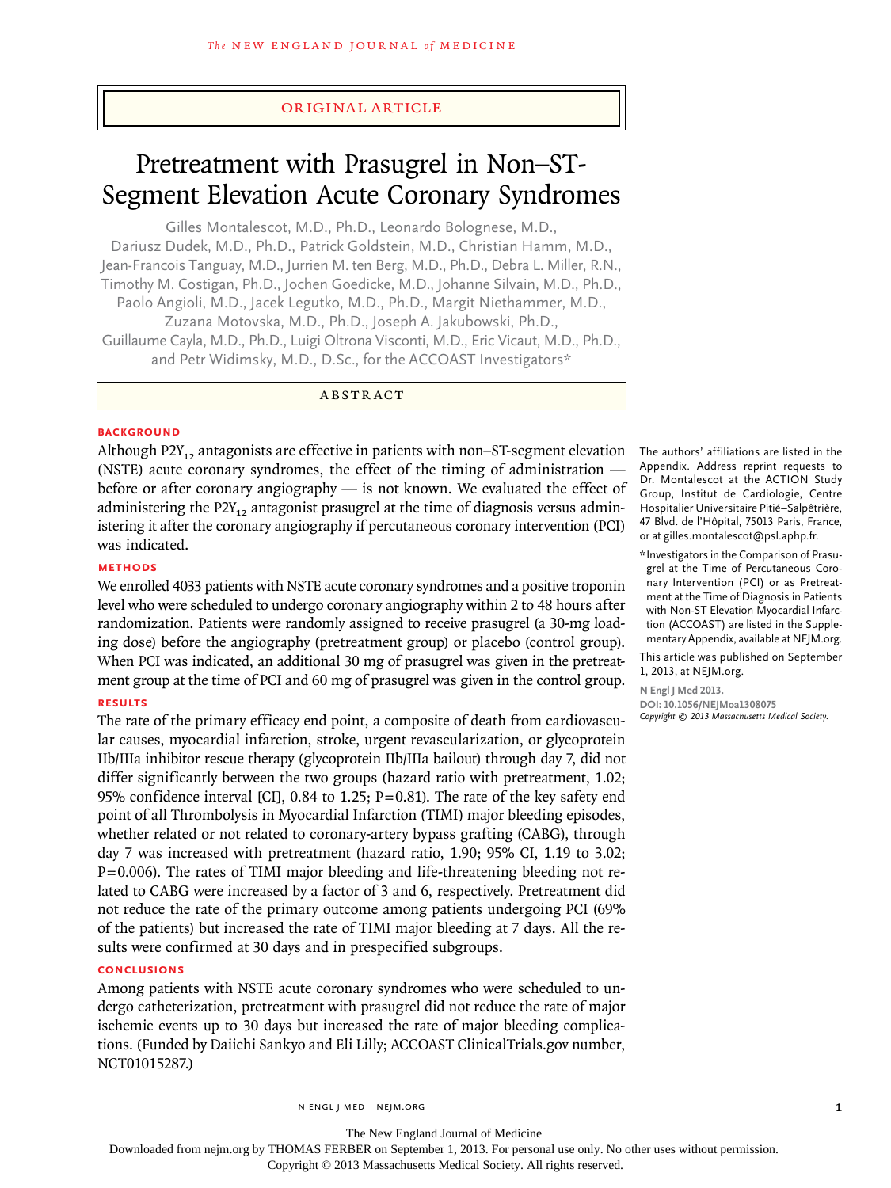ORIGINAL ARTICLE

# Pretreatment with Prasugrel in Non–ST-Segment Elevation Acute Coronary Syndromes

Gilles Montalescot, M.D., Ph.D., Leonardo Bolognese, M.D., Dariusz Dudek, M.D., Ph.D., Patrick Goldstein, M.D., Christian Hamm, M.D., Jean-Francois Tanguay, M.D., Jurrien M. ten Berg, M.D., Ph.D., Debra L. Miller, R.N., Timothy M. Costigan, Ph.D., Jochen Goedicke, M.D., Johanne Silvain, M.D., Ph.D., Paolo Angioli, M.D., Jacek Legutko, M.D., Ph.D., Margit Niethammer, M.D., Zuzana Motovska, M.D., Ph.D., Joseph A. Jakubowski, Ph.D., Guillaume Cayla, M.D., Ph.D., Luigi Oltrona Visconti, M.D., Eric Vicaut, M.D., Ph.D., and Petr Widimsky, M.D., D.Sc., for the ACCOAST Investigators*

## ABSTRACT

### BACKGROUND

Although $P2Y_{12}$ antagonists are effective in patients with non–ST-segment elevation (NSTE) acute coronary syndromes, the effect of the timing of administration — before or after coronary angiography — is not known. We evaluated the effect of administering the $P2Y_{12}$ antagonist prasugrel at the time of diagnosis versus administering it after the coronary angiography if percutaneous coronary intervention (PCI) was indicated.

### METHODS

We enrolled 4033 patients with NSTE acute coronary syndromes and a positive troponin level who were scheduled to undergo coronary angiography within 2 to 48 hours after randomization. Patients were randomly assigned to receive prasugrel (a 30-mg loading dose) before the angiography (pretreatment group) or placebo (control group). When PCI was indicated, an additional 30 mg of prasugrel was given in the pretreatment group at the time of PCI and 60 mg of prasugrel was given in the control group.

### RESULTS

The rate of the primary efficacy end point, a composite of death from cardiovascular causes, myocardial infarction, stroke, urgent revascularization, or glycoprotein IIb/IIIa inhibitor rescue therapy (glycoprotein IIb/IIIa bailout) through day 7, did not differ significantly between the two groups (hazard ratio with pretreatment, 1.02; 95% confidence interval [CI], 0.84 to 1.25; P=0.81). The rate of the key safety end point of all Thrombolysis in Myocardial Infarction (TIMI) major bleeding episodes, whether related or not related to coronary-artery bypass grafting (CABG), through day 7 was increased with pretreatment (hazard ratio, 1.90; 95% CI, 1.19 to 3.02; P=0.006). The rates of TIMI major bleeding and life-threatening bleeding not related to CABG were increased by a factor of 3 and 6, respectively. Pretreatment did not reduce the rate of the primary outcome among patients undergoing PCI (69% of the patients) but increased the rate of TIMI major bleeding at 7 days. All the results were confirmed at 30 days and in prespecified subgroups.

### CONCLUSIONS

Among patients with NSTE acute coronary syndromes who were scheduled to undergo catheterization, pretreatment with prasugrel did not reduce the rate of major ischemic events up to 30 days but increased the rate of major bleeding complications. (Funded by Daiichi Sankyo and Eli Lilly; ACCOAST ClinicalTrials.gov number, NCT01015287.)

The authors' affiliations are listed in the Appendix. Address reprint requests to Dr. Montalescot at the ACTION Study Group, Institut de Cardiologie, Centre Hospitalier Universitaire Pitié–Salpêtrière, 47 Blvd. de l'Hôpital, 75013 Paris, France, or at gilles.montalescot@psl.aphp.fr.

*Investigators in the Comparison of Prasugrel at the Time of Percutaneous Coronary Intervention (PCI) or as Pretreatment at the Time of Diagnosis in Patients with Non-ST Elevation Myocardial Infarction (ACCOAST) are listed in the Supplementary Appendix, available at NEJM.org.

This article was published on September 1, 2013, at NEJM.org.

N Engl J Med 2013.
DOI: 10.1056/NEJMoa1308075
Copyright © 2013 Massachusetts Medical Society.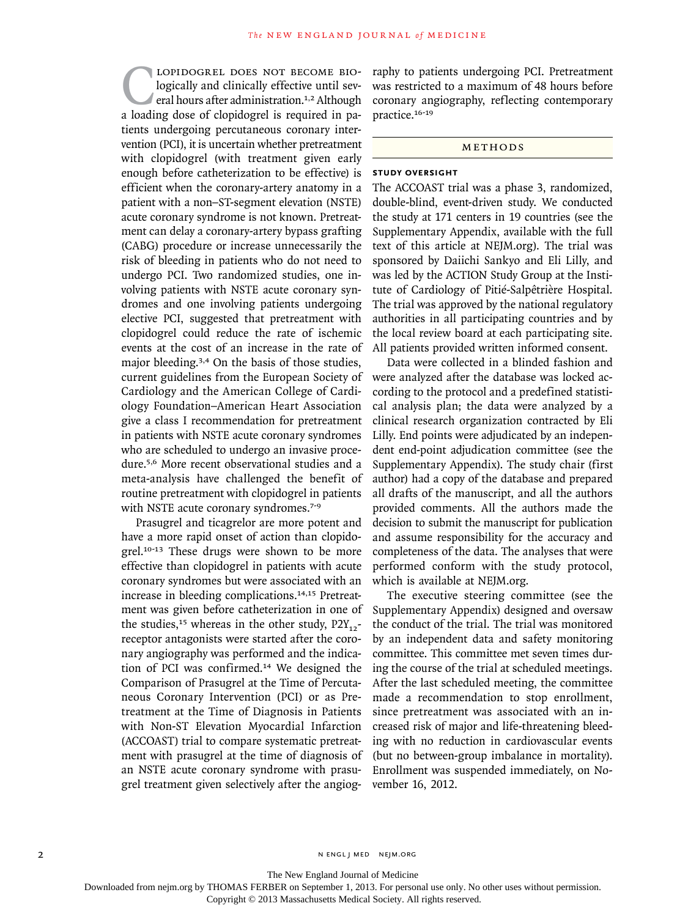Clopidogrel does not become biologically and clinically effective until several hours after administration.[1,2] Although a loading dose of clopidogrel is required in patients undergoing percutaneous coronary intervention (PCI), it is uncertain whether pretreatment with clopidogrel (with treatment given early enough before catheterization to be effective) is efficient when the coronary-artery anatomy in a patient with a non–ST-segment elevation (NSTE) acute coronary syndrome is not known. Pretreatment can delay a coronary-artery bypass grafting (CABG) procedure or increase unnecessarily the risk of bleeding in patients who do not need to undergo PCI. Two randomized studies, one involving patients with NSTE acute coronary syndromes and one involving patients undergoing elective PCI, suggested that pretreatment with clopidogrel could reduce the rate of ischemic events at the cost of an increase in the rate of major bleeding.[3,4] On the basis of those studies, current guidelines from the European Society of Cardiology and the American College of Cardiology Foundation–American Heart Association give a class I recommendation for pretreatment in patients with NSTE acute coronary syndromes who are scheduled to undergo an invasive procedure.[5,6] More recent observational studies and a meta-analysis have challenged the benefit of routine pretreatment with clopidogrel in patients with NSTE acute coronary syndromes.[7-9]

Prasugrel and ticagrelor are more potent and have a more rapid onset of action than clopidogrel.[10-13] These drugs were shown to be more effective than clopidogrel in patients with acute coronary syndromes but were associated with an increase in bleeding complications.[14,15] Pretreatment was given before catheterization in one of the studies,[15] whereas in the other study, $P2Y_{12}$-receptor antagonists were started after the coronary angiography was performed and the indication of PCI was confirmed.[14] We designed the Comparison of Prasugrel at the Time of Percutaneous Coronary Intervention (PCI) or as Pretreatment at the Time of Diagnosis in Patients with Non-ST Elevation Myocardial Infarction (ACCOAST) trial to compare systematic pretreatment with prasugrel at the time of diagnosis of an NSTE acute coronary syndrome with prasugrel treatment given selectively after the angiography to patients undergoing PCI. Pretreatment was restricted to a maximum of 48 hours before coronary angiography, reflecting contemporary practice.[16-19]

## Methods

### Study Oversight

The ACCOAST trial was a phase 3, randomized, double-blind, event-driven study. We conducted the study at 171 centers in 19 countries (see the Supplementary Appendix, available with the full text of this article at NEJM.org). The trial was sponsored by Daiichi Sankyo and Eli Lilly, and was led by the ACTION Study Group at the Institute of Cardiology of Pitié-Salpêtrière Hospital. The trial was approved by the national regulatory authorities in all participating countries and by the local review board at each participating site. All patients provided written informed consent.

Data were collected in a blinded fashion and were analyzed after the database was locked according to the protocol and a predefined statistical analysis plan; the data were analyzed by a clinical research organization contracted by Eli Lilly. End points were adjudicated by an independent end-point adjudication committee (see the Supplementary Appendix). The study chair (first author) had a copy of the database and prepared all drafts of the manuscript, and all the authors provided comments. All the authors made the decision to submit the manuscript for publication and assume responsibility for the accuracy and completeness of the data. The analyses that were performed conform with the study protocol, which is available at NEJM.org.

The executive steering committee (see the Supplementary Appendix) designed and oversaw the conduct of the trial. The trial was monitored by an independent data and safety monitoring committee. This committee met seven times during the course of the trial at scheduled meetings. After the last scheduled meeting, the committee made a recommendation to stop enrollment, since pretreatment was associated with an increased risk of major and life-threatening bleeding with no reduction in cardiovascular events (but no between-group imbalance in mortality). Enrollment was suspended immediately, on November 16, 2012.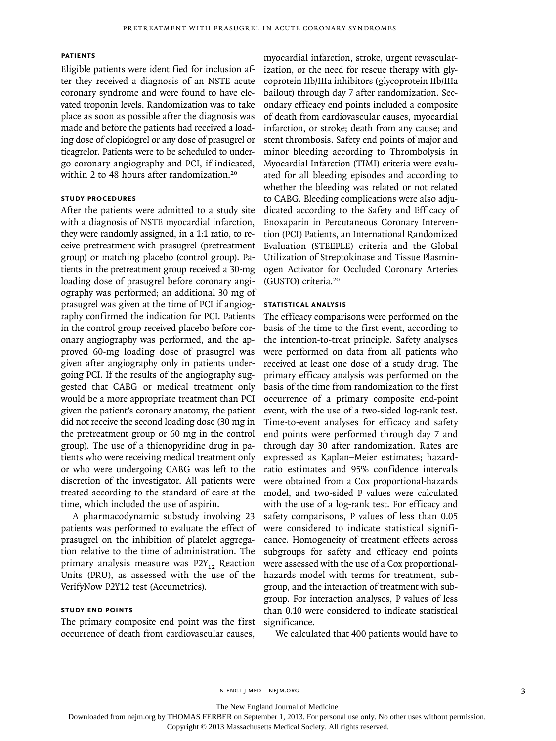### PATIENTS

Eligible patients were identified for inclusion after they received a diagnosis of an NSTE acute coronary syndrome and were found to have elevated troponin levels. Randomization was to take place as soon as possible after the diagnosis was made and before the patients had received a loading dose of clopidogrel or any dose of prasugrel or ticagrelor. Patients were to be scheduled to undergo coronary angiography and PCI, if indicated, within 2 to 48 hours after randomization.[20]

### STUDY PROCEDURES

After the patients were admitted to a study site with a diagnosis of NSTE myocardial infarction, they were randomly assigned, in a 1:1 ratio, to receive pretreatment with prasugrel (pretreatment group) or matching placebo (control group). Patients in the pretreatment group received a 30-mg loading dose of prasugrel before coronary angiography was performed; an additional 30 mg of prasugrel was given at the time of PCI if angiography confirmed the indication for PCI. Patients in the control group received placebo before coronary angiography was performed, and the approved 60-mg loading dose of prasugrel was given after angiography only in patients undergoing PCI. If the results of the angiography suggested that CABG or medical treatment only would be a more appropriate treatment than PCI given the patient's coronary anatomy, the patient did not receive the second loading dose (30 mg in the pretreatment group or 60 mg in the control group). The use of a thienopyridine drug in patients who were receiving medical treatment only or who were undergoing CABG was left to the discretion of the investigator. All patients were treated according to the standard of care at the time, which included the use of aspirin.

A pharmacodynamic substudy involving 23 patients was performed to evaluate the effect of prasugrel on the inhibition of platelet aggregation relative to the time of administration. The primary analysis measure was $P2Y_{12}$ Reaction Units (PRU), as assessed with the use of the VerifyNow P2Y12 test (Accumetrics).

### STUDY END POINTS

The primary composite end point was the first occurrence of death from cardiovascular causes, myocardial infarction, stroke, urgent revascularization, or the need for rescue therapy with glycoprotein IIb/IIIa inhibitors (glycoprotein IIb/IIIa bailout) through day 7 after randomization. Secondary efficacy end points included a composite of death from cardiovascular causes, myocardial infarction, or stroke; death from any cause; and stent thrombosis. Safety end points of major and minor bleeding according to Thrombolysis in Myocardial Infarction (TIMI) criteria were evaluated for all bleeding episodes and according to whether the bleeding was related or not related to CABG. Bleeding complications were also adjudicated according to the Safety and Efficacy of Enoxaparin in Percutaneous Coronary Intervention (PCI) Patients, an International Randomized Evaluation (STEEPLE) criteria and the Global Utilization of Streptokinase and Tissue Plasminogen Activator for Occluded Coronary Arteries (GUSTO) criteria.[20]

### STATISTICAL ANALYSIS

The efficacy comparisons were performed on the basis of the time to the first event, according to the intention-to-treat principle. Safety analyses were performed on data from all patients who received at least one dose of a study drug. The primary efficacy analysis was performed on the basis of the time from randomization to the first occurrence of a primary composite end-point event, with the use of a two-sided log-rank test. Time-to-event analyses for efficacy and safety end points were performed through day 7 and through day 30 after randomization. Rates are expressed as Kaplan–Meier estimates; hazard-ratio estimates and 95% confidence intervals were obtained from a Cox proportional-hazards model, and two-sided P values were calculated with the use of a log-rank test. For efficacy and safety comparisons, P values of less than 0.05 were considered to indicate statistical significance. Homogeneity of treatment effects across subgroups for safety and efficacy end points were assessed with the use of a Cox proportional-hazards model with terms for treatment, subgroup, and the interaction of treatment with subgroup. For interaction analyses, P values of less than 0.10 were considered to indicate statistical significance.

We calculated that 400 patients would have to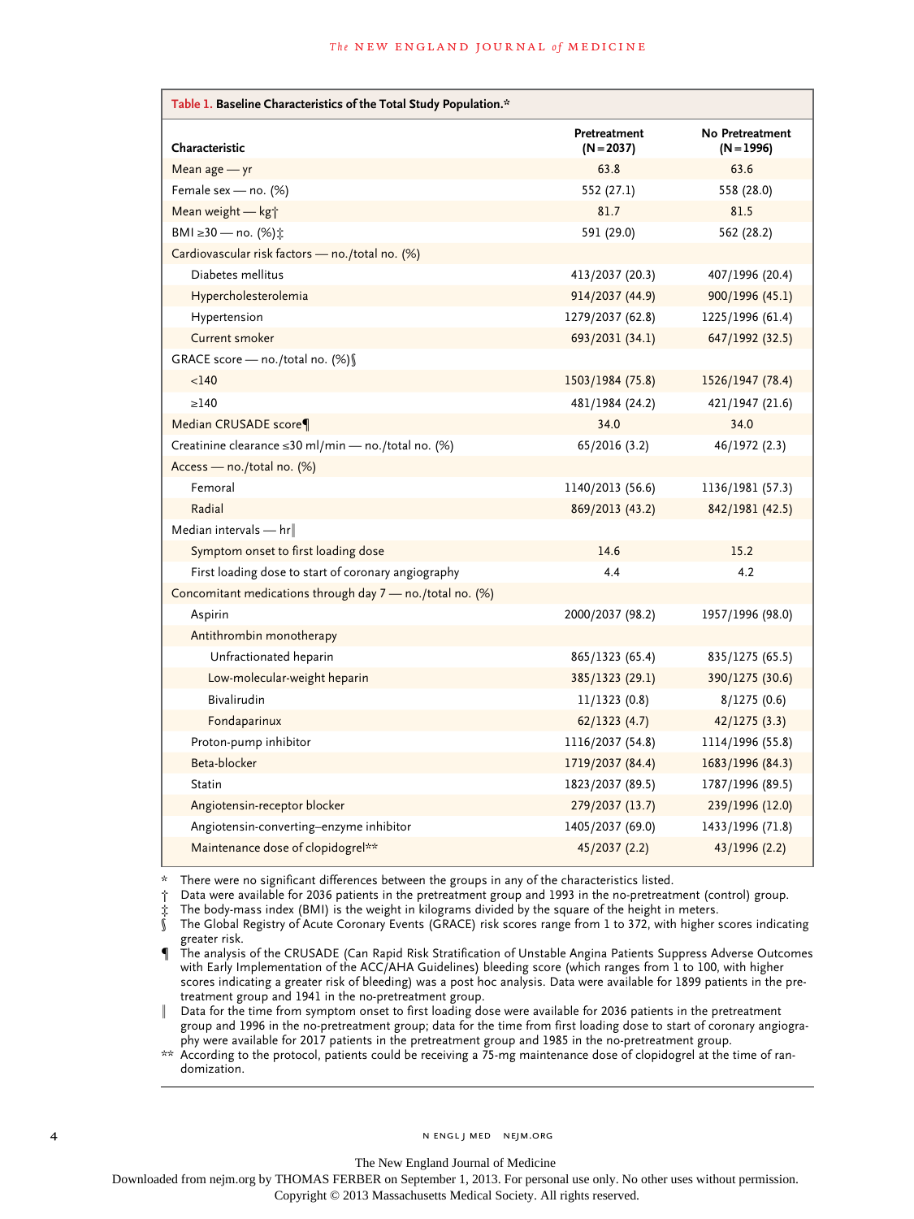**Table 1. Baseline Characteristics of the Total Study Population.***

| Characteristic | Pretreatment (N=2037) | No Pretreatment (N=1996) |
|---|---|---|
| Mean age — yr | 63.8 | 63.6 |
| Female sex — no. (%) | 552 (27.1) | 558 (28.0) |
| Mean weight — kg† | 81.7 | 81.5 |
| BMI ≥30 — no. (%)‡ | 591 (29.0) | 562 (28.2) |
| Cardiovascular risk factors — no./total no. (%) | | |
| Diabetes mellitus | 413/2037 (20.3) | 407/1996 (20.4) |
| Hypercholesterolemia | 914/2037 (44.9) | 900/1996 (45.1) |
| Hypertension | 1279/2037 (62.8) | 1225/1996 (61.4) |
| Current smoker | 693/2031 (34.1) | 647/1992 (32.5) |
| GRACE score — no./total no. (%)§ | | |
| <140 | 1503/1984 (75.8) | 1526/1947 (78.4) |
| ≥140 | 481/1984 (24.2) | 421/1947 (21.6) |
| Median CRUSADE score¶ | 34.0 | 34.0 |
| Creatinine clearance ≤30 ml/min — no./total no. (%) | 65/2016 (3.2) | 46/1972 (2.3) |
| Access — no./total no. (%) | | |
| Femoral | 1140/2013 (56.6) | 1136/1981 (57.3) |
| Radial | 869/2013 (43.2) | 842/1981 (42.5) |
| Median intervals — hr‖ | | |
| Symptom onset to first loading dose | 14.6 | 15.2 |
| First loading dose to start of coronary angiography | 4.4 | 4.2 |
| Concomitant medications through day 7 — no./total no. (%) | | |
| Aspirin | 2000/2037 (98.2) | 1957/1996 (98.0) |
| Antithrombin monotherapy | | |
| Unfractionated heparin | 865/1323 (65.4) | 835/1275 (65.5) |
| Low-molecular-weight heparin | 385/1323 (29.1) | 390/1275 (30.6) |
| Bivalirudin | 11/1323 (0.8) | 8/1275 (0.6) |
| Fondaparinux | 62/1323 (4.7) | 42/1275 (3.3) |
| Proton-pump inhibitor | 1116/2037 (54.8) | 1114/1996 (55.8) |
| Beta-blocker | 1719/2037 (84.4) | 1683/1996 (84.3) |
| Statin | 1823/2037 (89.5) | 1787/1996 (89.5) |
| Angiotensin-receptor blocker | 279/2037 (13.7) | 239/1996 (12.0) |
| Angiotensin-converting–enzyme inhibitor | 1405/2037 (69.0) | 1433/1996 (71.8) |
| Maintenance dose of clopidogrel** | 45/2037 (2.2) | 43/1996 (2.2) |

\* There were no significant differences between the groups in any of the characteristics listed.

† Data were available for 2036 patients in the pretreatment group and 1993 in the no-pretreatment (control) group.

‡ The body-mass index (BMI) is the weight in kilograms divided by the square of the height in meters.

§ The Global Registry of Acute Coronary Events (GRACE) risk scores range from 1 to 372, with higher scores indicating greater risk.

¶ The analysis of the CRUSADE (Can Rapid Risk Stratification of Unstable Angina Patients Suppress Adverse Outcomes with Early Implementation of the ACC/AHA Guidelines) bleeding score (which ranges from 1 to 100, with higher scores indicating a greater risk of bleeding) was a post hoc analysis. Data were available for 1899 patients in the pretreatment group and 1941 in the no-pretreatment group.

‖ Data for the time from symptom onset to first loading dose were available for 2036 patients in the pretreatment group and 1996 in the no-pretreatment group; data for the time from first loading dose to start of coronary angiography were available for 2017 patients in the pretreatment group and 1985 in the no-pretreatment group.

\*\* According to the protocol, patients could be receiving a 75-mg maintenance dose of clopidogrel at the time of randomization.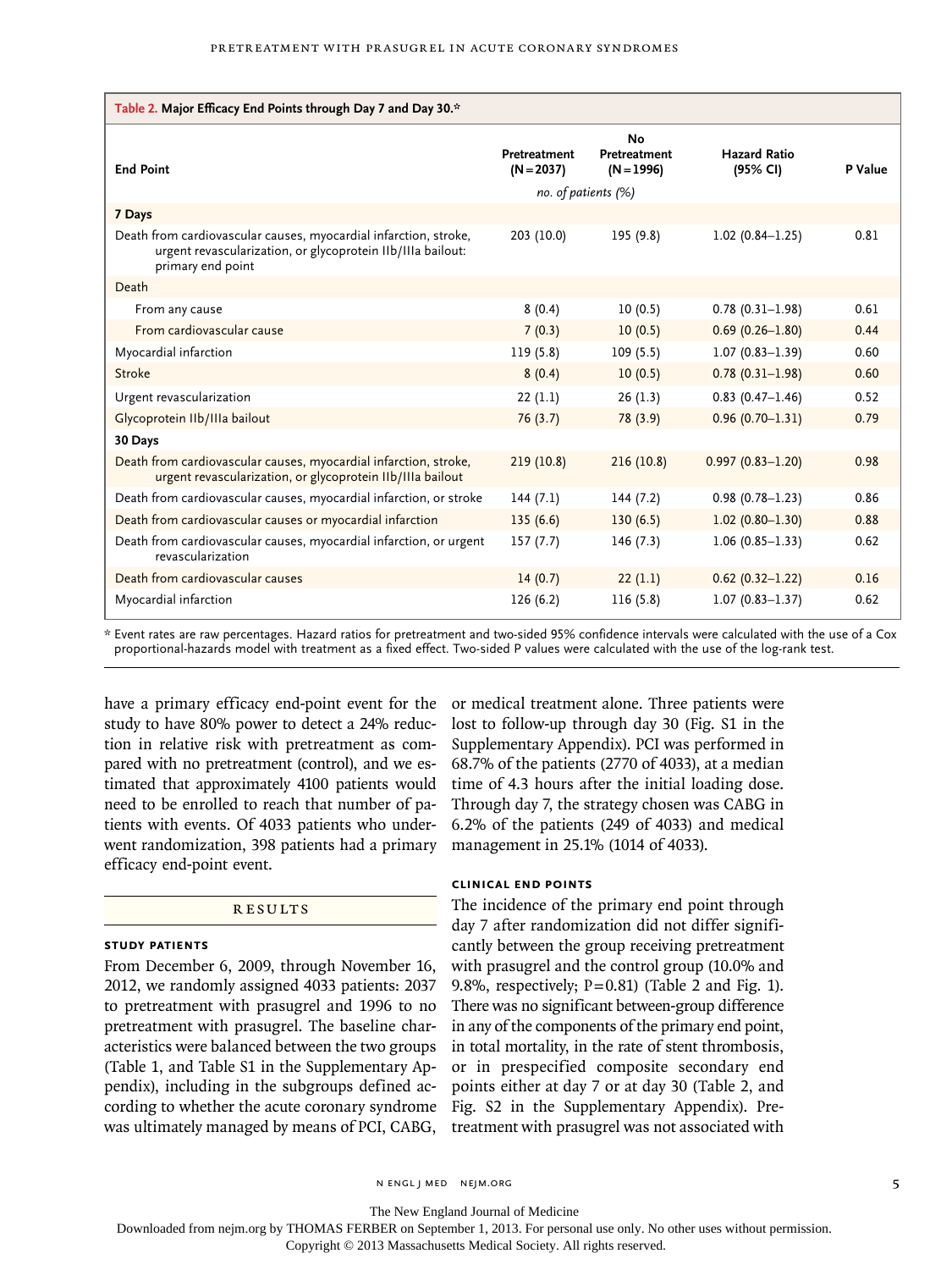**Table 2. Major Efficacy End Points through Day 7 and Day 30.***

| End Point | Pretreatment (N=2037) | No Pretreatment (N=1996) | Hazard Ratio (95% CI) | P Value |
|---|---|---|---|---|
| | *no. of patients (%)* | | | |
| **7 Days** | | | | |
| Death from cardiovascular causes, myocardial infarction, stroke, urgent revascularization, or glycoprotein IIb/IIIa bailout: primary end point | 203 (10.0) | 195 (9.8) | 1.02 (0.84–1.25) | 0.81 |
| Death | | | | |
| From any cause | 8 (0.4) | 10 (0.5) | 0.78 (0.31–1.98) | 0.61 |
| From cardiovascular cause | 7 (0.3) | 10 (0.5) | 0.69 (0.26–1.80) | 0.44 |
| Myocardial infarction | 119 (5.8) | 109 (5.5) | 1.07 (0.83–1.39) | 0.60 |
| Stroke | 8 (0.4) | 10 (0.5) | 0.78 (0.31–1.98) | 0.60 |
| Urgent revascularization | 22 (1.1) | 26 (1.3) | 0.83 (0.47–1.46) | 0.52 |
| Glycoprotein IIb/IIIa bailout | 76 (3.7) | 78 (3.9) | 0.96 (0.70–1.31) | 0.79 |
| **30 Days** | | | | |
| Death from cardiovascular causes, myocardial infarction, stroke, urgent revascularization, or glycoprotein IIb/IIIa bailout | 219 (10.8) | 216 (10.8) | 0.997 (0.83–1.20) | 0.98 |
| Death from cardiovascular causes, myocardial infarction, or stroke | 144 (7.1) | 144 (7.2) | 0.98 (0.78–1.23) | 0.86 |
| Death from cardiovascular causes or myocardial infarction | 135 (6.6) | 130 (6.5) | 1.02 (0.80–1.30) | 0.88 |
| Death from cardiovascular causes, myocardial infarction, or urgent revascularization | 157 (7.7) | 146 (7.3) | 1.06 (0.85–1.33) | 0.62 |
| Death from cardiovascular causes | 14 (0.7) | 22 (1.1) | 0.62 (0.32–1.22) | 0.16 |
| Myocardial infarction | 126 (6.2) | 116 (5.8) | 1.07 (0.83–1.37) | 0.62 |

* Event rates are raw percentages. Hazard ratios for pretreatment and two-sided 95% confidence intervals were calculated with the use of a Cox proportional-hazards model with treatment as a fixed effect. Two-sided P values were calculated with the use of the log-rank test.

have a primary efficacy end-point event for the study to have 80% power to detect a 24% reduction in relative risk with pretreatment as compared with no pretreatment (control), and we estimated that approximately 4100 patients would need to be enrolled to reach that number of patients with events. Of 4033 patients who underwent randomization, 398 patients had a primary efficacy end-point event.

## Results

### Study Patients

From December 6, 2009, through November 16, 2012, we randomly assigned 4033 patients: 2037 to pretreatment with prasugrel and 1996 to no pretreatment with prasugrel. The baseline characteristics were balanced between the two groups (Table 1, and Table S1 in the Supplementary Appendix), including in the subgroups defined according to whether the acute coronary syndrome was ultimately managed by means of PCI, CABG, or medical treatment alone. Three patients were lost to follow-up through day 30 (Fig. S1 in the Supplementary Appendix). PCI was performed in 68.7% of the patients (2770 of 4033), at a median time of 4.3 hours after the initial loading dose. Through day 7, the strategy chosen was CABG in 6.2% of the patients (249 of 4033) and medical management in 25.1% (1014 of 4033).

### Clinical End Points

The incidence of the primary end point through day 7 after randomization did not differ significantly between the group receiving pretreatment with prasugrel and the control group (10.0% and 9.8%, respectively; P=0.81) (Table 2 and Fig. 1). There was no significant between-group difference in any of the components of the primary end point, in total mortality, in the rate of stent thrombosis, or in prespecified composite secondary end points either at day 7 or at day 30 (Table 2, and Fig. S2 in the Supplementary Appendix). Pretreatment with prasugrel was not associated with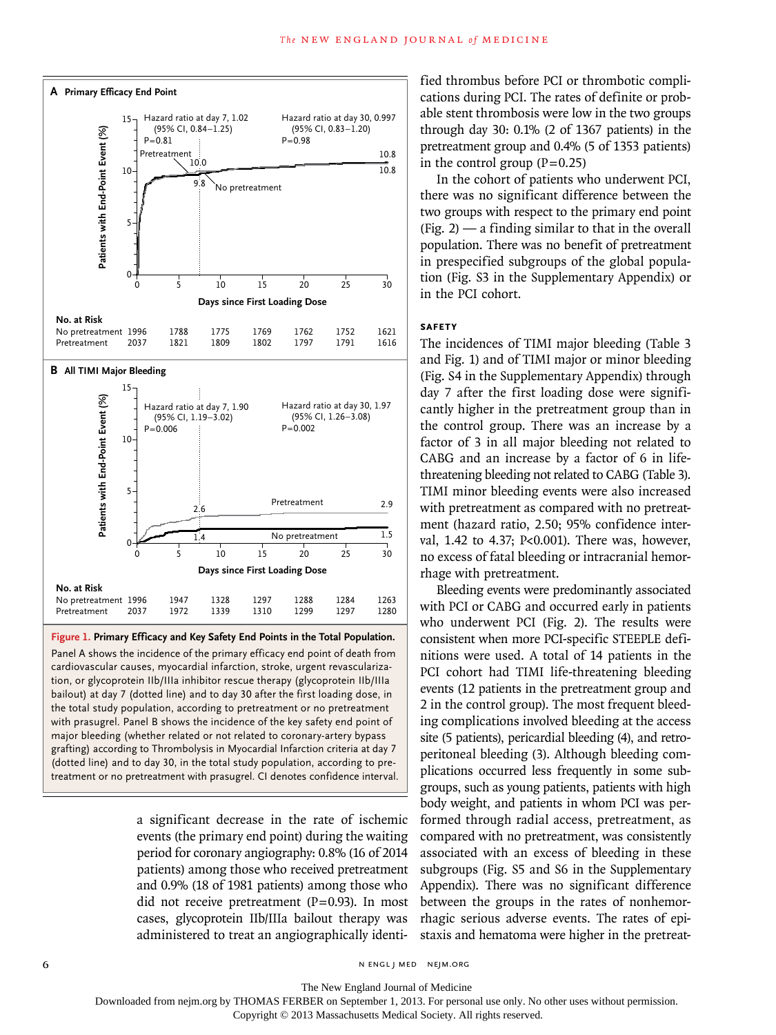**A Primary Efficacy End Point**

Hazard ratio at day 7, 1.02 (95% CI, 0.84–1.25) P=0.81

Hazard ratio at day 30, 0.997 (95% CI, 0.83–1.20) P=0.98

| No. at Risk | 0 | 5 | 10 | 15 | 20 | 25 | 30 |
|---|---|---|---|---|---|---|---|
| No pretreatment | 1996 | 1788 | 1775 | 1769 | 1762 | 1752 | 1621 |
| Pretreatment | 2037 | 1821 | 1809 | 1802 | 1797 | 1791 | 1616 |

**B All TIMI Major Bleeding**

Hazard ratio at day 7, 1.90 (95% CI, 1.19–3.02) P=0.006

Hazard ratio at day 30, 1.97 (95% CI, 1.26–3.08) P=0.002

| No. at Risk | 0 | 5 | 10 | 15 | 20 | 25 | 30 |
|---|---|---|---|---|---|---|---|
| No pretreatment | 1996 | 1947 | 1328 | 1297 | 1288 | 1284 | 1263 |
| Pretreatment | 2037 | 1972 | 1339 | 1310 | 1299 | 1297 | 1280 |

**Figure 1. Primary Efficacy and Key Safety End Points in the Total Population.**

Panel A shows the incidence of the primary efficacy end point of death from cardiovascular causes, myocardial infarction, stroke, urgent revascularization, or glycoprotein IIb/IIIa inhibitor rescue therapy (glycoprotein IIb/IIIa bailout) at day 7 (dotted line) and to day 30 after the first loading dose, in the total study population, according to pretreatment or no pretreatment with prasugrel. Panel B shows the incidence of the key safety end point of major bleeding (whether related or not related to coronary-artery bypass grafting) according to Thrombolysis in Myocardial Infarction criteria at day 7 (dotted line) and to day 30, in the total study population, according to pretreatment or no pretreatment with prasugrel. CI denotes confidence interval.

a significant decrease in the rate of ischemic events (the primary end point) during the waiting period for coronary angiography: 0.8% (16 of 2014 patients) among those who received pretreatment and 0.9% (18 of 1981 patients) among those who did not receive pretreatment (P=0.93). In most cases, glycoprotein IIb/IIIa bailout therapy was administered to treat an angiographically identified thrombus before PCI or thrombotic complications during PCI. The rates of definite or probable stent thrombosis were low in the two groups through day 30: 0.1% (2 of 1367 patients) in the pretreatment group and 0.4% (5 of 1353 patients) in the control group (P=0.25)

In the cohort of patients who underwent PCI, there was no significant difference between the two groups with respect to the primary end point (Fig. 2) — a finding similar to that in the overall population. There was no benefit of pretreatment in prespecified subgroups of the global population (Fig. S3 in the Supplementary Appendix) or in the PCI cohort.

### SAFETY

The incidences of TIMI major bleeding (Table 3 and Fig. 1) and of TIMI major or minor bleeding (Fig. S4 in the Supplementary Appendix) through day 7 after the first loading dose were significantly higher in the pretreatment group than in the control group. There was an increase by a factor of 3 in all major bleeding not related to CABG and an increase by a factor of 6 in life-threatening bleeding not related to CABG (Table 3). TIMI minor bleeding events were also increased with pretreatment as compared with no pretreatment (hazard ratio, 2.50; 95% confidence interval, 1.42 to 4.37; P<0.001). There was, however, no excess of fatal bleeding or intracranial hemorrhage with pretreatment.

Bleeding events were predominantly associated with PCI or CABG and occurred early in patients who underwent PCI (Fig. 2). The results were consistent when more PCI-specific STEEPLE definitions were used. A total of 14 patients in the PCI cohort had TIMI life-threatening bleeding events (12 patients in the pretreatment group and 2 in the control group). The most frequent bleeding complications involved bleeding at the access site (5 patients), pericardial bleeding (4), and retroperitoneal bleeding (3). Although bleeding complications occurred less frequently in some subgroups, such as young patients, patients with high body weight, and patients in whom PCI was performed through radial access, pretreatment, as compared with no pretreatment, was consistently associated with an excess of bleeding in these subgroups (Fig. S5 and S6 in the Supplementary Appendix). There was no significant difference between the groups in the rates of nonhemorrhagic serious adverse events. The rates of epistaxis and hematoma were higher in the pretreat-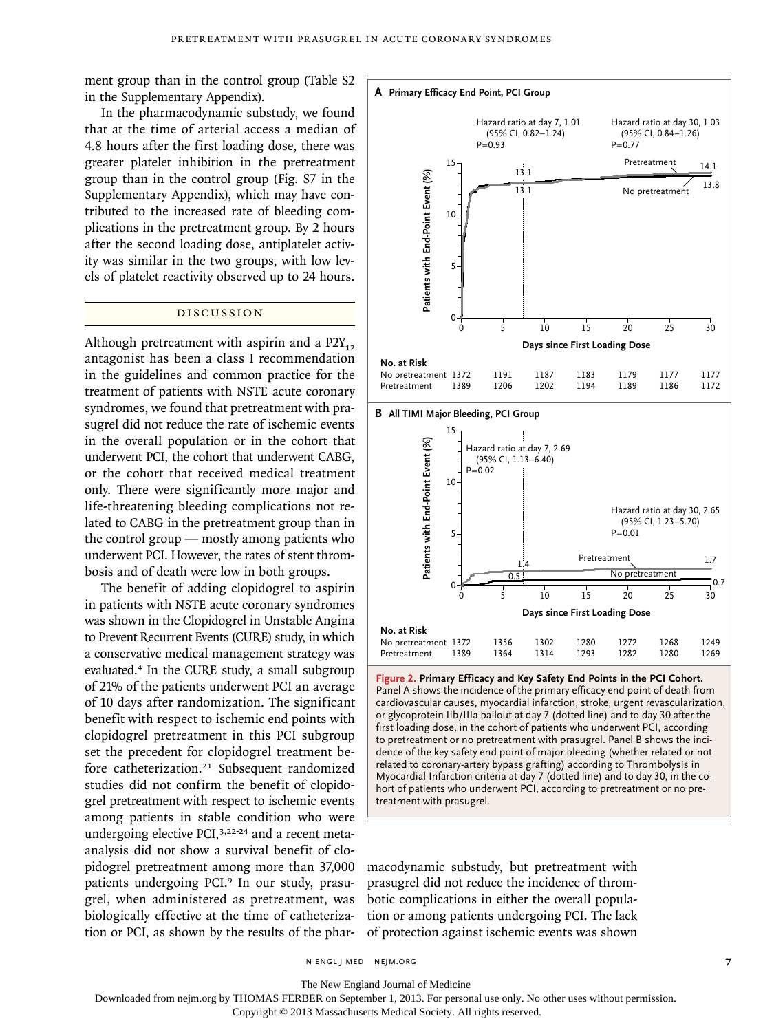ment group than in the control group (Table S2 in the Supplementary Appendix).

In the pharmacodynamic substudy, we found that at the time of arterial access a median of 4.8 hours after the first loading dose, there was greater platelet inhibition in the pretreatment group than in the control group (Fig. S7 in the Supplementary Appendix), which may have contributed to the increased rate of bleeding complications in the pretreatment group. By 2 hours after the second loading dose, antiplatelet activity was similar in the two groups, with low levels of platelet reactivity observed up to 24 hours.

## DISCUSSION

Although pretreatment with aspirin and a $P2Y_{12}$ antagonist has been a class I recommendation in the guidelines and common practice for the treatment of patients with NSTE acute coronary syndromes, we found that pretreatment with prasugrel did not reduce the rate of ischemic events in the overall population or in the cohort that underwent PCI, the cohort that underwent CABG, or the cohort that received medical treatment only. There were significantly more major and life-threatening bleeding complications not related to CABG in the pretreatment group than in the control group — mostly among patients who underwent PCI. However, the rates of stent thrombosis and of death were low in both groups.

The benefit of adding clopidogrel to aspirin in patients with NSTE acute coronary syndromes was shown in the Clopidogrel in Unstable Angina to Prevent Recurrent Events (CURE) study, in which a conservative medical management strategy was evaluated.[4] In the CURE study, a small subgroup of 21% of the patients underwent PCI an average of 10 days after randomization. The significant benefit with respect to ischemic end points with clopidogrel pretreatment in this PCI subgroup set the precedent for clopidogrel treatment before catheterization.[21] Subsequent randomized studies did not confirm the benefit of clopidogrel pretreatment with respect to ischemic events among patients in stable condition who were undergoing elective PCI,[3,22-24] and a recent meta-analysis did not show a survival benefit of clopidogrel pretreatment among more than 37,000 patients undergoing PCI.[9] In our study, prasugrel, when administered as pretreatment, was biologically effective at the time of catheterization or PCI, as shown by the results of the pharmacodynamic substudy, but pretreatment with prasugrel did not reduce the incidence of thrombotic complications in either the overall population or among patients undergoing PCI. The lack of protection against ischemic events was shown

**A Primary Efficacy End Point, PCI Group**

Hazard ratio at day 7, 1.01 (95% CI, 0.82–1.24) P=0.93; Hazard ratio at day 30, 1.03 (95% CI, 0.84–1.26) P=0.77

| No. at Risk | 0 | 5 | 10 | 15 | 20 | 25 | 30 |
|---|---|---|---|---|---|---|---|
| No pretreatment | 1372 | 1191 | 1187 | 1183 | 1179 | 1177 | 1177 |
| Pretreatment | 1389 | 1206 | 1202 | 1194 | 1189 | 1186 | 1172 |

**B All TIMI Major Bleeding, PCI Group**

Hazard ratio at day 7, 2.69 (95% CI, 1.13–6.40) P=0.02; Hazard ratio at day 30, 2.65 (95% CI, 1.23–5.70) P=0.01

| No. at Risk | 0 | 5 | 10 | 15 | 20 | 25 | 30 |
|---|---|---|---|---|---|---|---|
| No pretreatment | 1372 | 1356 | 1302 | 1280 | 1272 | 1268 | 1249 |
| Pretreatment | 1389 | 1364 | 1314 | 1293 | 1282 | 1280 | 1269 |

**Figure 2. Primary Efficacy and Key Safety End Points in the PCI Cohort.** Panel A shows the incidence of the primary efficacy end point of death from cardiovascular causes, myocardial infarction, stroke, urgent revascularization, or glycoprotein IIb/IIIa bailout at day 7 (dotted line) and to day 30 after the first loading dose, in the cohort of patients who underwent PCI, according to pretreatment or no pretreatment with prasugrel. Panel B shows the incidence of the key safety end point of major bleeding (whether related or not related to coronary-artery bypass grafting) according to Thrombolysis in Myocardial Infarction criteria at day 7 (dotted line) and to day 30, in the cohort of patients who underwent PCI, according to pretreatment or no pretreatment with prasugrel.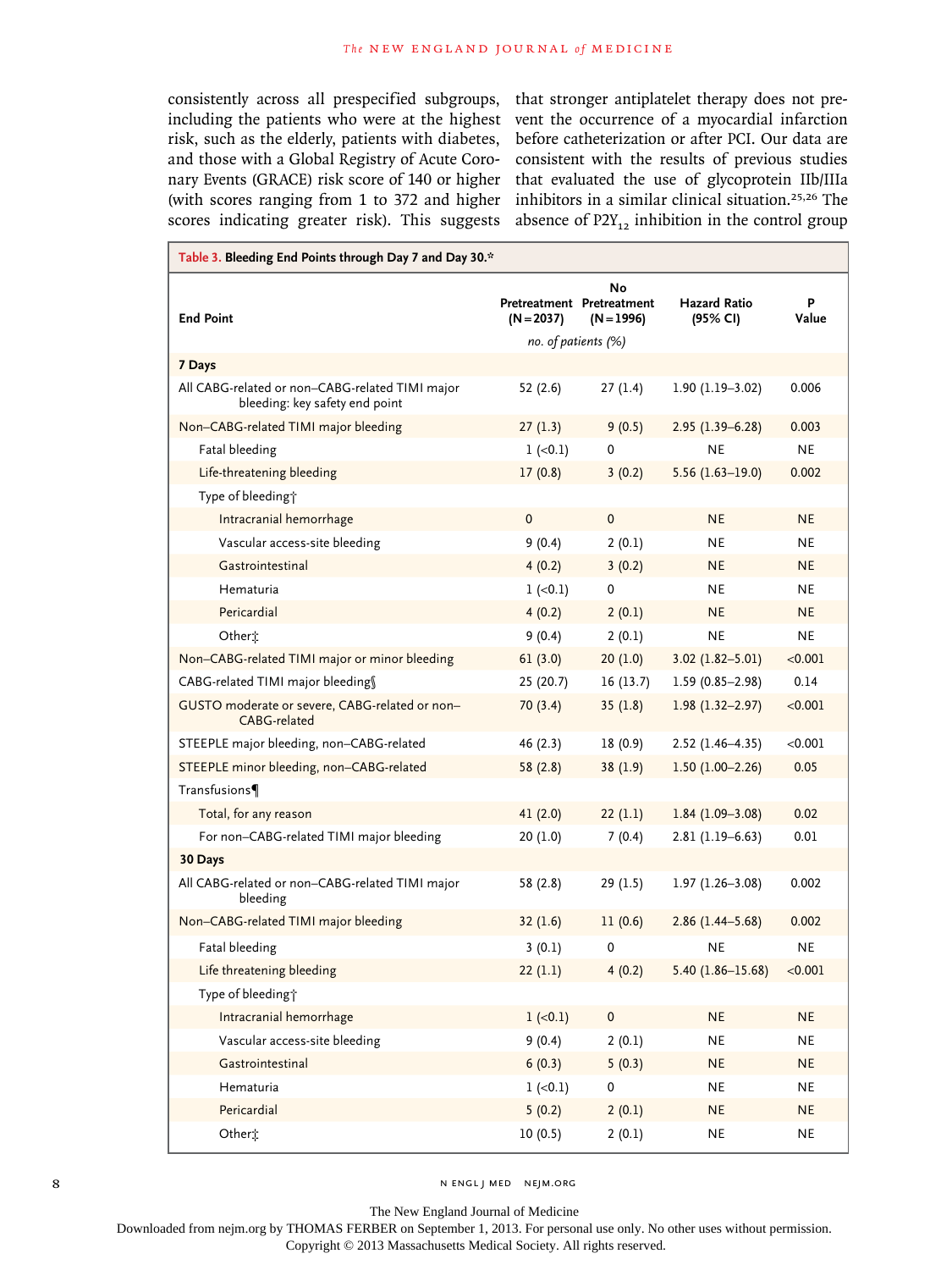consistently across all prespecified subgroups, including the patients who were at the highest risk, such as the elderly, patients with diabetes, and those with a Global Registry of Acute Coronary Events (GRACE) risk score of 140 or higher (with scores ranging from 1 to 372 and higher scores indicating greater risk). This suggests that stronger antiplatelet therapy does not prevent the occurrence of a myocardial infarction before catheterization or after PCI. Our data are consistent with the results of previous studies that evaluated the use of glycoprotein IIb/IIIa inhibitors in a similar clinical situation.[25,26] The absence of $P2Y_{12}$ inhibition in the control group

**Table 3. Bleeding End Points through Day 7 and Day 30.***

| End Point | Pretreatment (N=2037) | No Pretreatment (N=1996) | Hazard Ratio (95% CI) | P Value |
|---|---|---|---|---|
| | *no. of patients (%)* | | | |
| **7 Days** | | | | |
| All CABG-related or non–CABG-related TIMI major bleeding: key safety end point | 52 (2.6) | 27 (1.4) | 1.90 (1.19–3.02) | 0.006 |
| Non–CABG-related TIMI major bleeding | 27 (1.3) | 9 (0.5) | 2.95 (1.39–6.28) | 0.003 |
| Fatal bleeding | 1 (<0.1) | 0 | NE | NE |
| Life-threatening bleeding | 17 (0.8) | 3 (0.2) | 5.56 (1.63–19.0) | 0.002 |
| Type of bleeding† | | | | |
| Intracranial hemorrhage | 0 | 0 | NE | NE |
| Vascular access-site bleeding | 9 (0.4) | 2 (0.1) | NE | NE |
| Gastrointestinal | 4 (0.2) | 3 (0.2) | NE | NE |
| Hematuria | 1 (<0.1) | 0 | NE | NE |
| Pericardial | 4 (0.2) | 2 (0.1) | NE | NE |
| Other‡ | 9 (0.4) | 2 (0.1) | NE | NE |
| Non–CABG-related TIMI major or minor bleeding | 61 (3.0) | 20 (1.0) | 3.02 (1.82–5.01) | <0.001 |
| CABG-related TIMI major bleeding§ | 25 (20.7) | 16 (13.7) | 1.59 (0.85–2.98) | 0.14 |
| GUSTO moderate or severe, CABG-related or non–CABG-related | 70 (3.4) | 35 (1.8) | 1.98 (1.32–2.97) | <0.001 |
| STEEPLE major bleeding, non–CABG-related | 46 (2.3) | 18 (0.9) | 2.52 (1.46–4.35) | <0.001 |
| STEEPLE minor bleeding, non–CABG-related | 58 (2.8) | 38 (1.9) | 1.50 (1.00–2.26) | 0.05 |
| Transfusions¶ | | | | |
| Total, for any reason | 41 (2.0) | 22 (1.1) | 1.84 (1.09–3.08) | 0.02 |
| For non–CABG-related TIMI major bleeding | 20 (1.0) | 7 (0.4) | 2.81 (1.19–6.63) | 0.01 |
| **30 Days** | | | | |
| All CABG-related or non–CABG-related TIMI major bleeding | 58 (2.8) | 29 (1.5) | 1.97 (1.26–3.08) | 0.002 |
| Non–CABG-related TIMI major bleeding | 32 (1.6) | 11 (0.6) | 2.86 (1.44–5.68) | 0.002 |
| Fatal bleeding | 3 (0.1) | 0 | NE | NE |
| Life threatening bleeding | 22 (1.1) | 4 (0.2) | 5.40 (1.86–15.68) | <0.001 |
| Type of bleeding† | | | | |
| Intracranial hemorrhage | 1 (<0.1) | 0 | NE | NE |
| Vascular access-site bleeding | 9 (0.4) | 2 (0.1) | NE | NE |
| Gastrointestinal | 6 (0.3) | 5 (0.3) | NE | NE |
| Hematuria | 1 (<0.1) | 0 | NE | NE |
| Pericardial | 5 (0.2) | 2 (0.1) | NE | NE |
| Other‡ | 10 (0.5) | 2 (0.1) | NE | NE |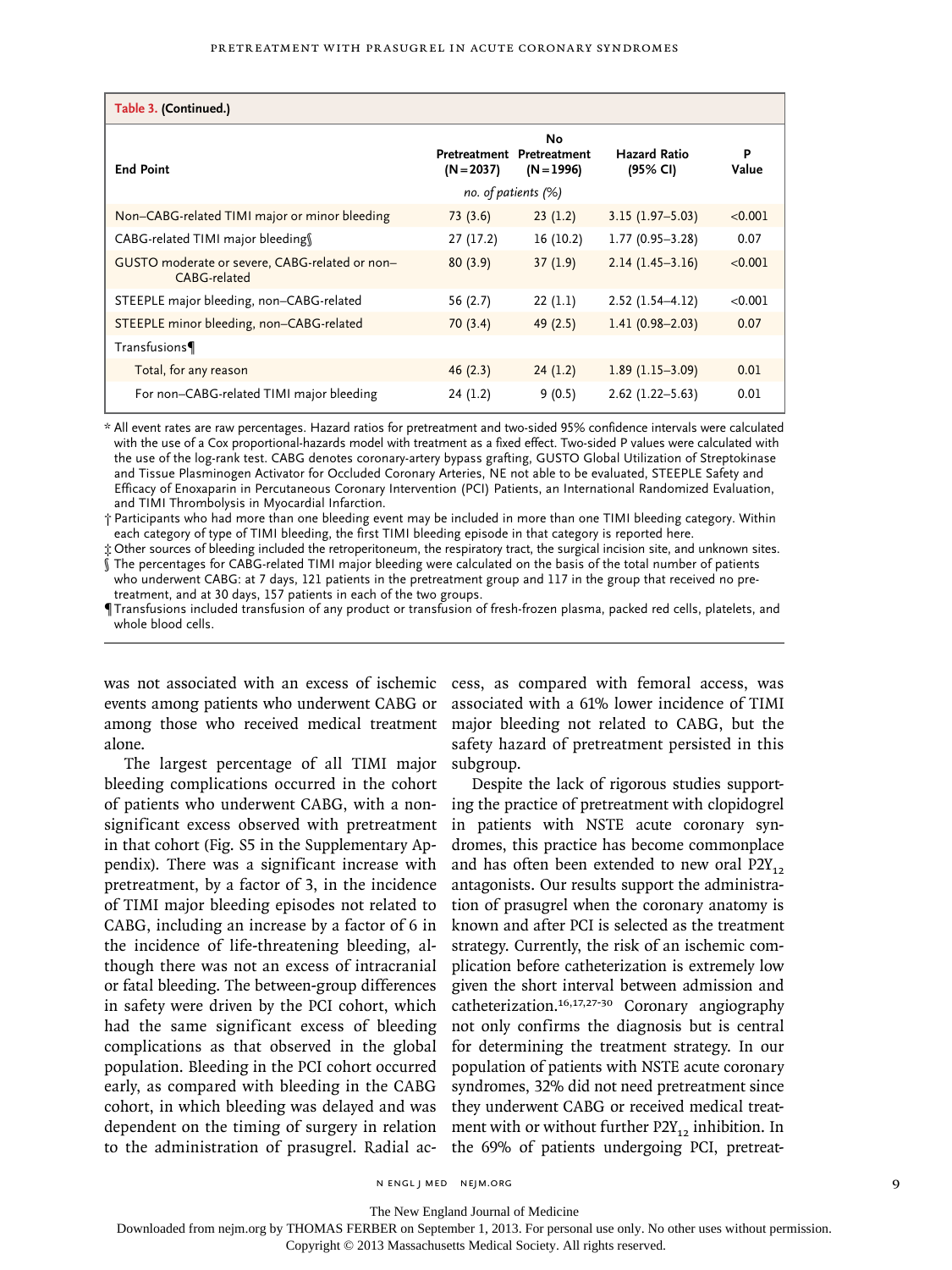**Table 3. (Continued.)**

| End Point | Pretreatment (N=2037) | No Pretreatment (N=1996) | Hazard Ratio (95% CI) | P Value |
|---|---|---|---|---|
| | *no. of patients (%)* | | | |
| Non–CABG-related TIMI major or minor bleeding | 73 (3.6) | 23 (1.2) | 3.15 (1.97–5.03) | <0.001 |
| CABG-related TIMI major bleeding§ | 27 (17.2) | 16 (10.2) | 1.77 (0.95–3.28) | 0.07 |
| GUSTO moderate or severe, CABG-related or non–CABG-related | 80 (3.9) | 37 (1.9) | 2.14 (1.45–3.16) | <0.001 |
| STEEPLE major bleeding, non–CABG-related | 56 (2.7) | 22 (1.1) | 2.52 (1.54–4.12) | <0.001 |
| STEEPLE minor bleeding, non–CABG-related | 70 (3.4) | 49 (2.5) | 1.41 (0.98–2.03) | 0.07 |
| Transfusions¶ | | | | |
| Total, for any reason | 46 (2.3) | 24 (1.2) | 1.89 (1.15–3.09) | 0.01 |
| For non–CABG-related TIMI major bleeding | 24 (1.2) | 9 (0.5) | 2.62 (1.22–5.63) | 0.01 |

\* All event rates are raw percentages. Hazard ratios for pretreatment and two-sided 95% confidence intervals were calculated with the use of a Cox proportional-hazards model with treatment as a fixed effect. Two-sided P values were calculated with the use of the log-rank test. CABG denotes coronary-artery bypass grafting, GUSTO Global Utilization of Streptokinase and Tissue Plasminogen Activator for Occluded Coronary Arteries, NE not able to be evaluated, STEEPLE Safety and Efficacy of Enoxaparin in Percutaneous Coronary Intervention (PCI) Patients, an International Randomized Evaluation, and TIMI Thrombolysis in Myocardial Infarction.

† Participants who had more than one bleeding event may be included in more than one TIMI bleeding category. Within each category of type of TIMI bleeding, the first TIMI bleeding episode in that category is reported here.

‡ Other sources of bleeding included the retroperitoneum, the respiratory tract, the surgical incision site, and unknown sites.

§ The percentages for CABG-related TIMI major bleeding were calculated on the basis of the total number of patients who underwent CABG: at 7 days, 121 patients in the pretreatment group and 117 in the group that received no pretreatment, and at 30 days, 157 patients in each of the two groups.

¶ Transfusions included transfusion of any product or transfusion of fresh-frozen plasma, packed red cells, platelets, and whole blood cells.

was not associated with an excess of ischemic events among patients who underwent CABG or among those who received medical treatment alone.

The largest percentage of all TIMI major bleeding complications occurred in the cohort of patients who underwent CABG, with a nonsignificant excess observed with pretreatment in that cohort (Fig. S5 in the Supplementary Appendix). There was a significant increase with pretreatment, by a factor of 3, in the incidence of TIMI major bleeding episodes not related to CABG, including an increase by a factor of 6 in the incidence of life-threatening bleeding, although there was not an excess of intracranial or fatal bleeding. The between-group differences in safety were driven by the PCI cohort, which had the same significant excess of bleeding complications as that observed in the global population. Bleeding in the PCI cohort occurred early, as compared with bleeding in the CABG cohort, in which bleeding was delayed and was dependent on the timing of surgery in relation to the administration of prasugrel. Radial access, as compared with femoral access, was associated with a 61% lower incidence of TIMI major bleeding not related to CABG, but the safety hazard of pretreatment persisted in this subgroup.

Despite the lack of rigorous studies supporting the practice of pretreatment with clopidogrel in patients with NSTE acute coronary syndromes, this practice has become commonplace and has often been extended to new oral $P2Y_{12}$ antagonists. Our results support the administration of prasugrel when the coronary anatomy is known and after PCI is selected as the treatment strategy. Currently, the risk of an ischemic complication before catheterization is extremely low given the short interval between admission and catheterization.[16,17,27-30] Coronary angiography not only confirms the diagnosis but is central for determining the treatment strategy. In our population of patients with NSTE acute coronary syndromes, 32% did not need pretreatment since they underwent CABG or received medical treatment with or without further $P2Y_{12}$ inhibition. In the 69% of patients undergoing PCI, pretreat-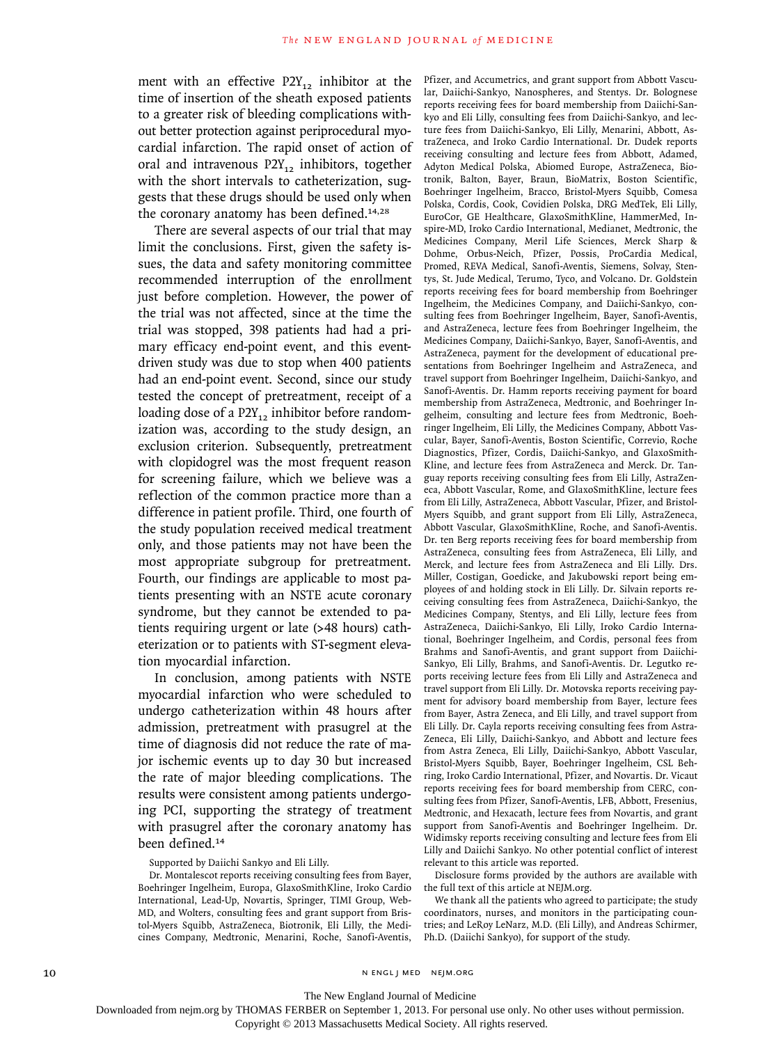ment with an effective $P2Y_{12}$ inhibitor at the time of insertion of the sheath exposed patients to a greater risk of bleeding complications without better protection against periprocedural myocardial infarction. The rapid onset of action of oral and intravenous $P2Y_{12}$ inhibitors, together with the short intervals to catheterization, suggests that these drugs should be used only when the coronary anatomy has been defined.[14,28]

There are several aspects of our trial that may limit the conclusions. First, given the safety issues, the data and safety monitoring committee recommended interruption of the enrollment just before completion. However, the power of the trial was not affected, since at the time the trial was stopped, 398 patients had had a primary efficacy end-point event, and this event-driven study was due to stop when 400 patients had an end-point event. Second, since our study tested the concept of pretreatment, receipt of a loading dose of a $P2Y_{12}$ inhibitor before randomization was, according to the study design, an exclusion criterion. Subsequently, pretreatment with clopidogrel was the most frequent reason for screening failure, which we believe was a reflection of the common practice more than a difference in patient profile. Third, one fourth of the study population received medical treatment only, and those patients may not have been the most appropriate subgroup for pretreatment. Fourth, our findings are applicable to most patients presenting with an NSTE acute coronary syndrome, but they cannot be extended to patients requiring urgent or late (>48 hours) catheterization or to patients with ST-segment elevation myocardial infarction.

In conclusion, among patients with NSTE myocardial infarction who were scheduled to undergo catheterization within 48 hours after admission, pretreatment with prasugrel at the time of diagnosis did not reduce the rate of major ischemic events up to day 30 but increased the rate of major bleeding complications. The results were consistent among patients undergoing PCI, supporting the strategy of treatment with prasugrel after the coronary anatomy has been defined.[14]

Supported by Daiichi Sankyo and Eli Lilly.

Dr. Montalescot reports receiving consulting fees from Bayer, Boehringer Ingelheim, Europa, GlaxoSmithKline, Iroko Cardio International, Lead-Up, Novartis, Springer, TIMI Group, WebMD, and Wolters, consulting fees and grant support from Bristol-Myers Squibb, AstraZeneca, Biotronik, Eli Lilly, the Medicines Company, Medtronic, Menarini, Roche, Sanofi-Aventis, Pfizer, and Accumetrics, and grant support from Abbott Vascular, Daiichi-Sankyo, Nanospheres, and Stentys. Dr. Bolognese reports receiving fees for board membership from Daiichi-Sankyo and Eli Lilly, consulting fees from Daiichi-Sankyo, and lecture fees from Daiichi-Sankyo, Eli Lilly, Menarini, Abbott, AstraZeneca, and Iroko Cardio International. Dr. Dudek reports receiving consulting and lecture fees from Abbott, Adamed, Adyton Medical Polska, Abiomed Europe, AstraZeneca, Biotronik, Balton, Bayer, Braun, BioMatrix, Boston Scientific, Boehringer Ingelheim, Bracco, Bristol-Myers Squibb, Comesa Polska, Cordis, Cook, Covidien Polska, DRG MedTek, Eli Lilly, EuroCor, GE Healthcare, GlaxoSmithKline, HammerMed, Inspire-MD, Iroko Cardio International, Medianet, Medtronic, the Medicines Company, Meril Life Sciences, Merck Sharp & Dohme, Orbus-Neich, Pfizer, Possis, ProCardia Medical, Promed, REVA Medical, Sanofi-Aventis, Siemens, Solvay, Stentys, St. Jude Medical, Terumo, Tyco, and Volcano. Dr. Goldstein reports receiving fees for board membership from Boehringer Ingelheim, the Medicines Company, and Daiichi-Sankyo, consulting fees from Boehringer Ingelheim, Bayer, Sanofi-Aventis, and AstraZeneca, lecture fees from Boehringer Ingelheim, the Medicines Company, Daiichi-Sankyo, Bayer, Sanofi-Aventis, and AstraZeneca, payment for the development of educational presentations from Boehringer Ingelheim and AstraZeneca, and travel support from Boehringer Ingelheim, Daiichi-Sankyo, and Sanofi-Aventis. Dr. Hamm reports receiving payment for board membership from AstraZeneca, Medtronic, and Boehringer Ingelheim, consulting and lecture fees from Medtronic, Boehringer Ingelheim, Eli Lilly, the Medicines Company, Abbott Vascular, Bayer, Sanofi-Aventis, Boston Scientific, Correvio, Roche Diagnostics, Pfizer, Cordis, Daiichi-Sankyo, and GlaxoSmithKline, and lecture fees from AstraZeneca and Merck. Dr. Tanguay reports receiving consulting fees from Eli Lilly, AstraZeneca, Abbott Vascular, Rome, and GlaxoSmithKline, lecture fees from Eli Lilly, AstraZeneca, Abbott Vascular, Pfizer, and Bristol-Myers Squibb, and grant support from Eli Lilly, AstraZeneca, Abbott Vascular, GlaxoSmithKline, Roche, and Sanofi-Aventis. Dr. ten Berg reports receiving fees for board membership from AstraZeneca, consulting fees from AstraZeneca, Eli Lilly, and Merck, and lecture fees from AstraZeneca and Eli Lilly. Drs. Miller, Costigan, Goedicke, and Jakubowski report being employees of and holding stock in Eli Lilly. Dr. Silvain reports receiving consulting fees from AstraZeneca, Daiichi-Sankyo, the Medicines Company, Stentys, and Eli Lilly, lecture fees from AstraZeneca, Daiichi-Sankyo, Eli Lilly, Iroko Cardio International, Boehringer Ingelheim, and Cordis, personal fees from Brahms and Sanofi-Aventis, and grant support from Daiichi-Sankyo, Eli Lilly, Brahms, and Sanofi-Aventis. Dr. Legutko reports receiving lecture fees from Eli Lilly and AstraZeneca and travel support from Eli Lilly. Dr. Motovska reports receiving payment for advisory board membership from Bayer, lecture fees from Bayer, Astra Zeneca, and Eli Lilly, and travel support from Eli Lilly. Dr. Cayla reports receiving consulting fees from AstraZeneca, Eli Lilly, Daiichi-Sankyo, and Abbott and lecture fees from Astra Zeneca, Eli Lilly, Daiichi-Sankyo, Abbott Vascular, Bristol-Myers Squibb, Bayer, Boehringer Ingelheim, CSL Behring, Iroko Cardio International, Pfizer, and Novartis. Dr. Vicaut reports receiving fees for board membership from CERC, consulting fees from Pfizer, Sanofi-Aventis, LFB, Abbott, Fresenius, Medtronic, and Hexacath, lecture fees from Novartis, and grant support from Sanofi-Aventis and Boehringer Ingelheim. Dr. Widimsky reports receiving consulting and lecture fees from Eli Lilly and Daiichi Sankyo. No other potential conflict of interest relevant to this article was reported.

Disclosure forms provided by the authors are available with the full text of this article at NEJM.org.

We thank all the patients who agreed to participate; the study coordinators, nurses, and monitors in the participating countries; and LeRoy LeNarz, M.D. (Eli Lilly), and Andreas Schirmer, Ph.D. (Daiichi Sankyo), for support of the study.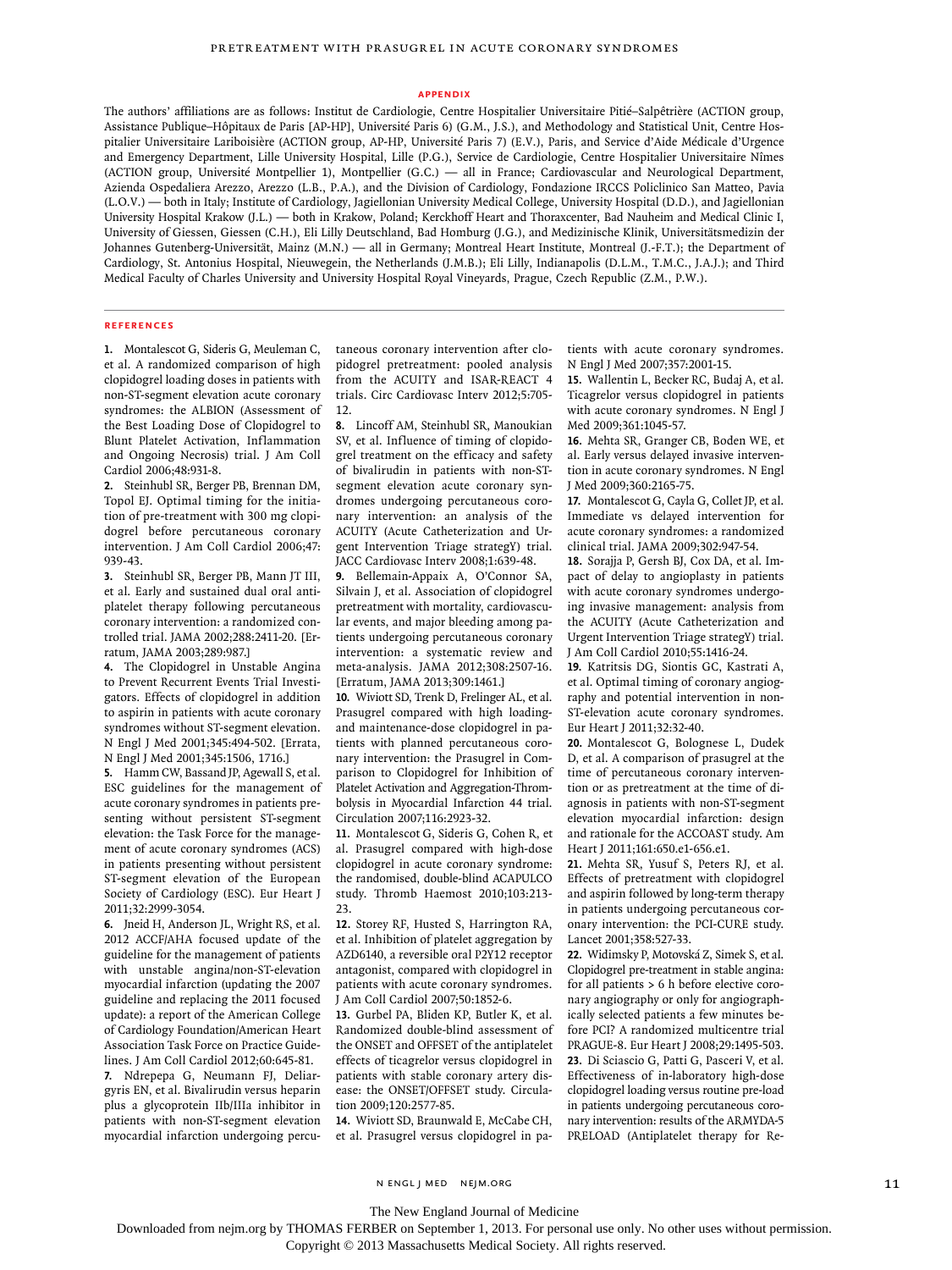## APPENDIX

The authors' affiliations are as follows: Institut de Cardiologie, Centre Hospitalier Universitaire Pitié–Salpêtrière (ACTION group, Assistance Publique–Hôpitaux de Paris [AP-HP], Université Paris 6) (G.M., J.S.), and Methodology and Statistical Unit, Centre Hospitalier Universitaire Lariboisière (ACTION group, AP-HP, Université Paris 7) (E.V.), Paris, and Service d'Aide Médicale d'Urgence and Emergency Department, Lille University Hospital, Lille (P.G.), Service de Cardiologie, Centre Hospitalier Universitaire Nîmes (ACTION group, Université Montpellier 1), Montpellier (G.C.) — all in France; Cardiovascular and Neurological Department, Azienda Ospedaliera Arezzo, Arezzo (L.B., P.A.), and the Division of Cardiology, Fondazione IRCCS Policlinico San Matteo, Pavia (L.O.V.) — both in Italy; Institute of Cardiology, Jagiellonian University Medical College, University Hospital (D.D.), and Jagiellonian University Hospital Krakow (J.L.) — both in Krakow, Poland; Kerckhoff Heart and Thoraxcenter, Bad Nauheim and Medical Clinic I, University of Giessen, Giessen (C.H.), Eli Lilly Deutschland, Bad Homburg (J.G.), and Medizinische Klinik, Universitätsmedizin der Johannes Gutenberg-Universität, Mainz (M.N.) — all in Germany; Montreal Heart Institute, Montreal (J.-F.T.); the Department of Cardiology, St. Antonius Hospital, Nieuwegein, the Netherlands (J.M.B.); Eli Lilly, Indianapolis (D.L.M., T.M.C., J.A.J.); and Third Medical Faculty of Charles University and University Hospital Royal Vineyards, Prague, Czech Republic (Z.M., P.W.).

## REFERENCES

1. Montalescot G, Sideris G, Meuleman C, et al. A randomized comparison of high clopidogrel loading doses in patients with non-ST-segment elevation acute coronary syndromes: the ALBION (Assessment of the Best Loading Dose of Clopidogrel to Blunt Platelet Activation, Inflammation and Ongoing Necrosis) trial. J Am Coll Cardiol 2006;48:931-8.
2. Steinhubl SR, Berger PB, Brennan DM, Topol EJ. Optimal timing for the initiation of pre-treatment with 300 mg clopidogrel before percutaneous coronary intervention. J Am Coll Cardiol 2006;47:939-43.
3. Steinhubl SR, Berger PB, Mann JT III, et al. Early and sustained dual oral antiplatelet therapy following percutaneous coronary intervention: a randomized controlled trial. JAMA 2002;288:2411-20. [Erratum, JAMA 2003;289:987.]
4. The Clopidogrel in Unstable Angina to Prevent Recurrent Events Trial Investigators. Effects of clopidogrel in addition to aspirin in patients with acute coronary syndromes without ST-segment elevation. N Engl J Med 2001;345:494-502. [Errata, N Engl J Med 2001;345:1506, 1716.]
5. Hamm CW, Bassand JP, Agewall S, et al. ESC guidelines for the management of acute coronary syndromes in patients presenting without persistent ST-segment elevation: the Task Force for the management of acute coronary syndromes (ACS) in patients presenting without persistent ST-segment elevation of the European Society of Cardiology (ESC). Eur Heart J 2011;32:2999-3054.
6. Jneid H, Anderson JL, Wright RS, et al. 2012 ACCF/AHA focused update of the guideline for the management of patients with unstable angina/non-ST-elevation myocardial infarction (updating the 2007 guideline and replacing the 2011 focused update): a report of the American College of Cardiology Foundation/American Heart Association Task Force on Practice Guidelines. J Am Coll Cardiol 2012;60:645-81.
7. Ndrepepa G, Neumann FJ, Deliargyris EN, et al. Bivalirudin versus heparin plus a glycoprotein IIb/IIIa inhibitor in patients with non-ST-segment elevation myocardial infarction undergoing percutaneous coronary intervention after clopidogrel pretreatment: pooled analysis from the ACUITY and ISAR-REACT 4 trials. Circ Cardiovasc Interv 2012;5:705-12.
8. Lincoff AM, Steinhubl SR, Manoukian SV, et al. Influence of timing of clopidogrel treatment on the efficacy and safety of bivalirudin in patients with non-ST-segment elevation acute coronary syndromes undergoing percutaneous coronary intervention: an analysis of the ACUITY (Acute Catheterization and Urgent Intervention Triage strategY) trial. JACC Cardiovasc Interv 2008;1:639-48.
9. Bellemain-Appaix A, O'Connor SA, Silvain J, et al. Association of clopidogrel pretreatment with mortality, cardiovascular events, and major bleeding among patients undergoing percutaneous coronary intervention: a systematic review and meta-analysis. JAMA 2012;308:2507-16. [Erratum, JAMA 2013;309:1461.]
10. Wiviott SD, Trenk D, Frelinger AL, et al. Prasugrel compared with high loading- and maintenance-dose clopidogrel in patients with planned percutaneous coronary intervention: the Prasugrel in Comparison to Clopidogrel for Inhibition of Platelet Activation and Aggregation-Thrombolysis in Myocardial Infarction 44 trial. Circulation 2007;116:2923-32.
11. Montalescot G, Sideris G, Cohen R, et al. Prasugrel compared with high-dose clopidogrel in acute coronary syndrome: the randomised, double-blind ACAPULCO study. Thromb Haemost 2010;103:213-23.
12. Storey RF, Husted S, Harrington RA, et al. Inhibition of platelet aggregation by AZD6140, a reversible oral P2Y12 receptor antagonist, compared with clopidogrel in patients with acute coronary syndromes. J Am Coll Cardiol 2007;50:1852-6.
13. Gurbel PA, Bliden KP, Butler K, et al. Randomized double-blind assessment of the ONSET and OFFSET of the antiplatelet effects of ticagrelor versus clopidogrel in patients with stable coronary artery disease: the ONSET/OFFSET study. Circulation 2009;120:2577-85.
14. Wiviott SD, Braunwald E, McCabe CH, et al. Prasugrel versus clopidogrel in patients with acute coronary syndromes. N Engl J Med 2007;357:2001-15.
15. Wallentin L, Becker RC, Budaj A, et al. Ticagrelor versus clopidogrel in patients with acute coronary syndromes. N Engl J Med 2009;361:1045-57.
16. Mehta SR, Granger CB, Boden WE, et al. Early versus delayed invasive intervention in acute coronary syndromes. N Engl J Med 2009;360:2165-75.
17. Montalescot G, Cayla G, Collet JP, et al. Immediate vs delayed intervention for acute coronary syndromes: a randomized clinical trial. JAMA 2009;302:947-54.
18. Sorajja P, Gersh BJ, Cox DA, et al. Impact of delay to angioplasty in patients with acute coronary syndromes undergoing invasive management: analysis from the ACUITY (Acute Catheterization and Urgent Intervention Triage strategY) trial. J Am Coll Cardiol 2010;55:1416-24.
19. Katritsis DG, Siontis GC, Kastrati A, et al. Optimal timing of coronary angiography and potential intervention in non-ST-elevation acute coronary syndromes. Eur Heart J 2011;32:32-40.
20. Montalescot G, Bolognese L, Dudek D, et al. A comparison of prasugrel at the time of percutaneous coronary intervention or as pretreatment at the time of diagnosis in patients with non-ST-segment elevation myocardial infarction: design and rationale for the ACCOAST study. Am Heart J 2011;161:650.e1-656.e1.
21. Mehta SR, Yusuf S, Peters RJ, et al. Effects of pretreatment with clopidogrel and aspirin followed by long-term therapy in patients undergoing percutaneous coronary intervention: the PCI-CURE study. Lancet 2001;358:527-33.
22. Widimsky P, Motovská Z, Simek S, et al. Clopidogrel pre-treatment in stable angina: for all patients > 6 h before elective coronary angiography or only for angiographically selected patients a few minutes before PCI? A randomized multicentre trial PRAGUE-8. Eur Heart J 2008;29:1495-503.
23. Di Sciascio G, Patti G, Pasceri V, et al. Effectiveness of in-laboratory high-dose clopidogrel loading versus routine pre-load in patients undergoing percutaneous coronary intervention: results of the ARMYDA-5 PRELOAD (Antiplatelet therapy for Re-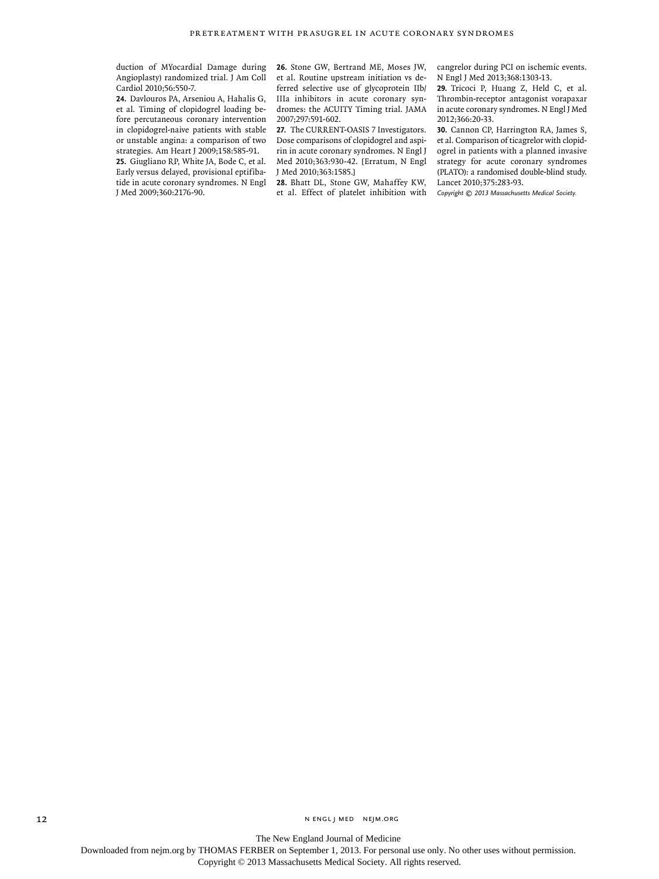duction of MYocardial Damage during Angioplasty) randomized trial. J Am Coll Cardiol 2010;56:550-7.

**24.** Davlouros PA, Arseniou A, Hahalis G, et al. Timing of clopidogrel loading before percutaneous coronary intervention in clopidogrel-naive patients with stable or unstable angina: a comparison of two strategies. Am Heart J 2009;158:585-91.

**25.** Giugliano RP, White JA, Bode C, et al. Early versus delayed, provisional eptifibatide in acute coronary syndromes. N Engl J Med 2009;360:2176-90.

**26.** Stone GW, Bertrand ME, Moses JW, et al. Routine upstream initiation vs deferred selective use of glycoprotein IIb/IIIa inhibitors in acute coronary syndromes: the ACUITY Timing trial. JAMA 2007;297:591-602.

**27.** The CURRENT-OASIS 7 Investigators. Dose comparisons of clopidogrel and aspirin in acute coronary syndromes. N Engl J Med 2010;363:930-42. [Erratum, N Engl J Med 2010;363:1585.]

**28.** Bhatt DL, Stone GW, Mahaffey KW, et al. Effect of platelet inhibition with cangrelor during PCI on ischemic events. N Engl J Med 2013;368:1303-13.

**29.** Tricoci P, Huang Z, Held C, et al. Thrombin-receptor antagonist vorapaxar in acute coronary syndromes. N Engl J Med 2012;366:20-33.

**30.** Cannon CP, Harrington RA, James S, et al. Comparison of ticagrelor with clopidogrel in patients with a planned invasive strategy for acute coronary syndromes (PLATO): a randomised double-blind study. Lancet 2010;375:283-93.

*Copyright © 2013 Massachusetts Medical Society.*